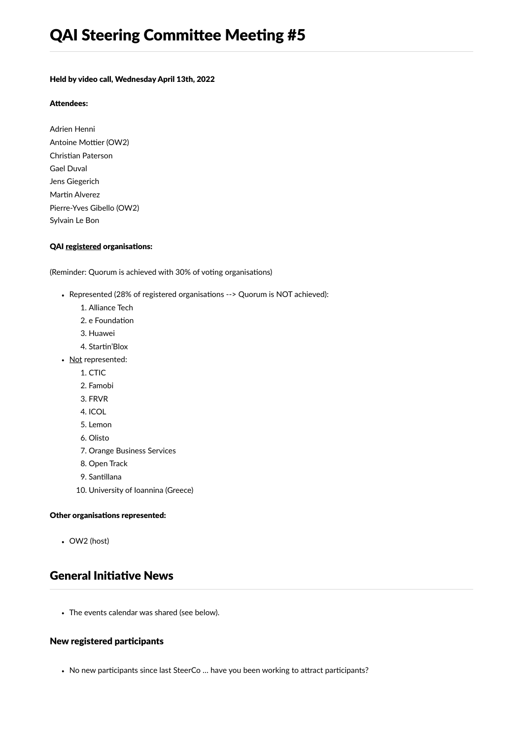# QAI Steering Committee Meeting #5

**Held by video call, Wednesday April 13th, 2022**

**Attendees:**

Adrien Henni
Antoine Mottier (OW2)
Christian Paterson
Gael Duval
Jens Giegerich
Martin Alverez
Pierre-Yves Gibello (OW2)
Sylvain Le Bon

**QAI <u>registered</u> organisations:**

(Reminder: Quorum is achieved with 30% of voting organisations)

- Represented (28% of registered organisations --> Quorum is NOT achieved):
    1. Alliance Tech
    2. e Foundation
    3. Huawei
    4. Startin'Blox
- <u>Not</u> represented:
    1. CTIC
    2. Famobi
    3. FRVR
    4. ICOL
    5. Lemon
    6. Olisto
    7. Orange Business Services
    8. Open Track
    9. Santillana
    10. University of Ioannina (Greece)

**Other organisations represented:**

- OW2 (host)

## General Initiative News

- The events calendar was shared (see below).

### New registered participants

- No new participants since last SteerCo … have you been working to attract participants?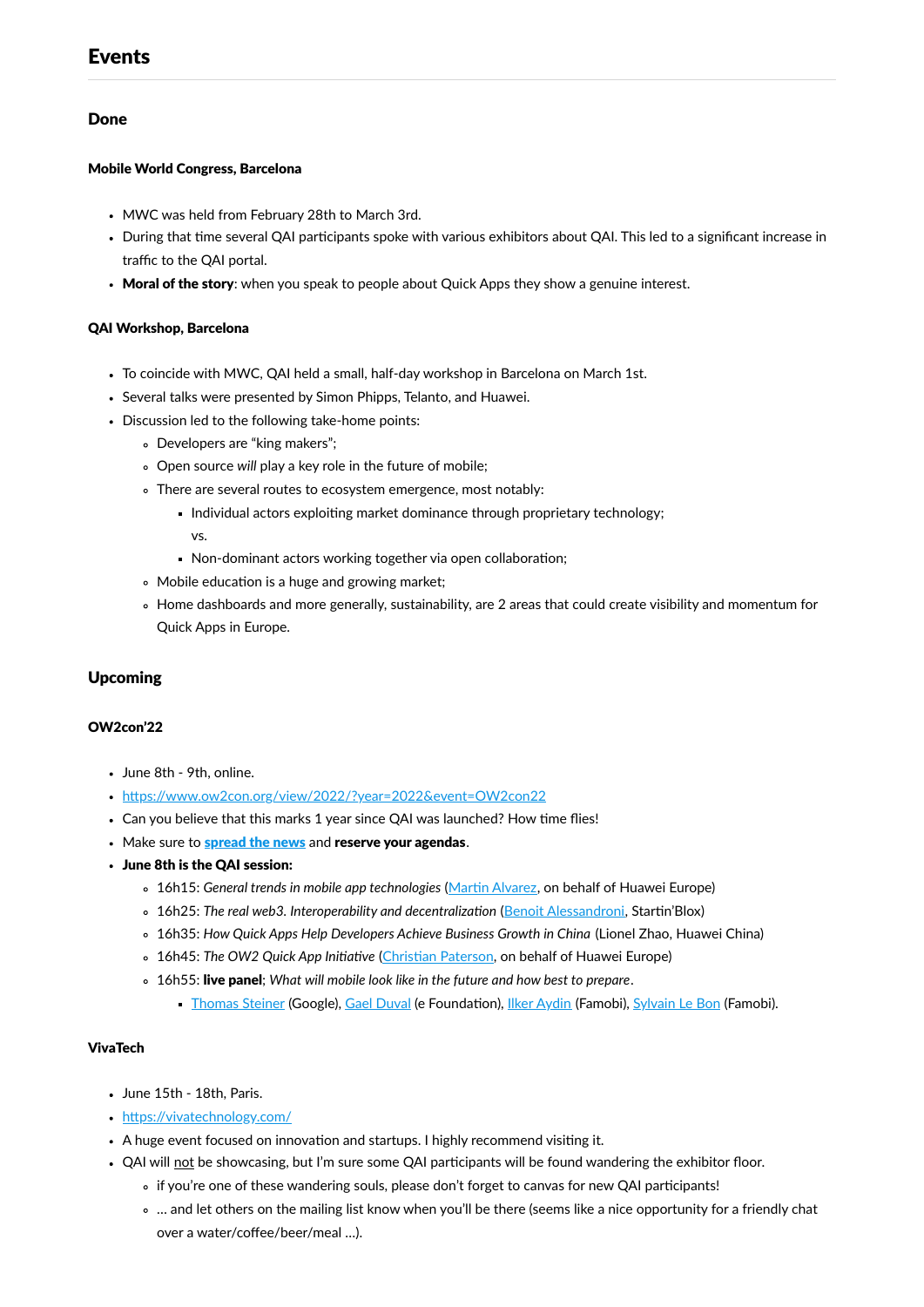## Events

### Done

#### Mobile World Congress, Barcelona

- MWC was held from February 28th to March 3rd.
- During that time several QAI participants spoke with various exhibitors about QAI. This led to a significant increase in traffic to the QAI portal.
- **Moral of the story**: when you speak to people about Quick Apps they show a genuine interest.

#### QAI Workshop, Barcelona

- To coincide with MWC, QAI held a small, half-day workshop in Barcelona on March 1st.
- Several talks were presented by Simon Phipps, Telanto, and Huawei.
- Discussion led to the following take-home points:
  - Developers are “king makers”;
  - Open source *will* play a key role in the future of mobile;
  - There are several routes to ecosystem emergence, most notably:
    - Individual actors exploiting market dominance through proprietary technology;
    
      vs.
    - Non-dominant actors working together via open collaboration;
  - Mobile education is a huge and growing market;
  - Home dashboards and more generally, sustainability, are 2 areas that could create visibility and momentum for Quick Apps in Europe.

### Upcoming

#### OW2con’22

- June 8th - 9th, online.
- https://www.ow2con.org/view/2022/?year=2022&event=OW2con22
- Can you believe that this marks 1 year since QAI was launched? How time flies!
- Make sure to **spread the news** and **reserve your agendas**.
- **June 8th is the QAI session:**
  - 16h15: *General trends in mobile app technologies* (Martin Alvarez, on behalf of Huawei Europe)
  - 16h25: *The real web3. Interoperability and decentralization* (Benoit Alessandroni, Startin’Blox)
  - 16h35: *How Quick Apps Help Developers Achieve Business Growth in China* (Lionel Zhao, Huawei China)
  - 16h45: *The OW2 Quick App Initiative* (Christian Paterson, on behalf of Huawei Europe)
  - 16h55: **live panel**; *What will mobile look like in the future and how best to prepare*.
    - Thomas Steiner (Google), Gael Duval (e Foundation), Ilker Aydin (Famobi), Sylvain Le Bon (Famobi).

#### VivaTech

- June 15th - 18th, Paris.
- https://vivatechnology.com/
- A huge event focused on innovation and startups. I highly recommend visiting it.
- QAI will not be showcasing, but I’m sure some QAI participants will be found wandering the exhibitor floor.
  - if you’re one of these wandering souls, please don’t forget to canvas for new QAI participants!
  - … and let others on the mailing list know when you’ll be there (seems like a nice opportunity for a friendly chat over a water/coffee/beer/meal …).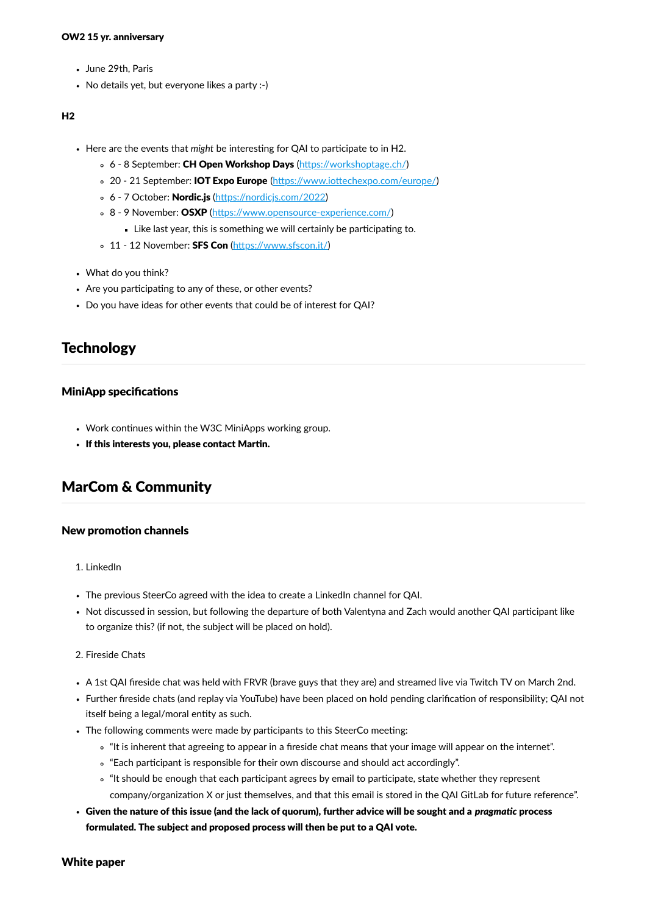**OW2 15 yr. anniversary**

- June 29th, Paris
- No details yet, but everyone likes a party :-)

**H2**

- Here are the events that *might* be interesting for QAI to participate to in H2.
  - 6 - 8 September: **CH Open Workshop Days** (https://workshoptage.ch/)
  - 20 - 21 September: **IOT Expo Europe** (https://www.iottechexpo.com/europe/)
  - 6 - 7 October: **Nordic.js** (https://nordicjs.com/2022)
  - 8 - 9 November: **OSXP** (https://www.opensource-experience.com/)
    - Like last year, this is something we will certainly be participating to.
  - 11 - 12 November: **SFS Con** (https://www.sfscon.it/)

- What do you think?
- Are you participating to any of these, or other events?
- Do you have ideas for other events that could be of interest for QAI?

## Technology

### MiniApp specifications

- Work continues within the W3C MiniApps working group.
- **If this interests you, please contact Martin.**

## MarCom & Community

### New promotion channels

1. LinkedIn

- The previous SteerCo agreed with the idea to create a LinkedIn channel for QAI.
- Not discussed in session, but following the departure of both Valentyna and Zach would another QAI participant like to organize this? (if not, the subject will be placed on hold).

2. Fireside Chats

- A 1st QAI fireside chat was held with FRVR (brave guys that they are) and streamed live via Twitch TV on March 2nd.
- Further fireside chats (and replay via YouTube) have been placed on hold pending clarification of responsibility; QAI not itself being a legal/moral entity as such.
- The following comments were made by participants to this SteerCo meeting:
  - "It is inherent that agreeing to appear in a fireside chat means that your image will appear on the internet".
  - "Each participant is responsible for their own discourse and should act accordingly".
  - "It should be enough that each participant agrees by email to participate, state whether they represent company/organization X or just themselves, and that this email is stored in the QAI GitLab for future reference".
- **Given the nature of this issue (and the lack of quorum), further advice will be sought and a *pragmatic* process formulated. The subject and proposed process will then be put to a QAI vote.**

### White paper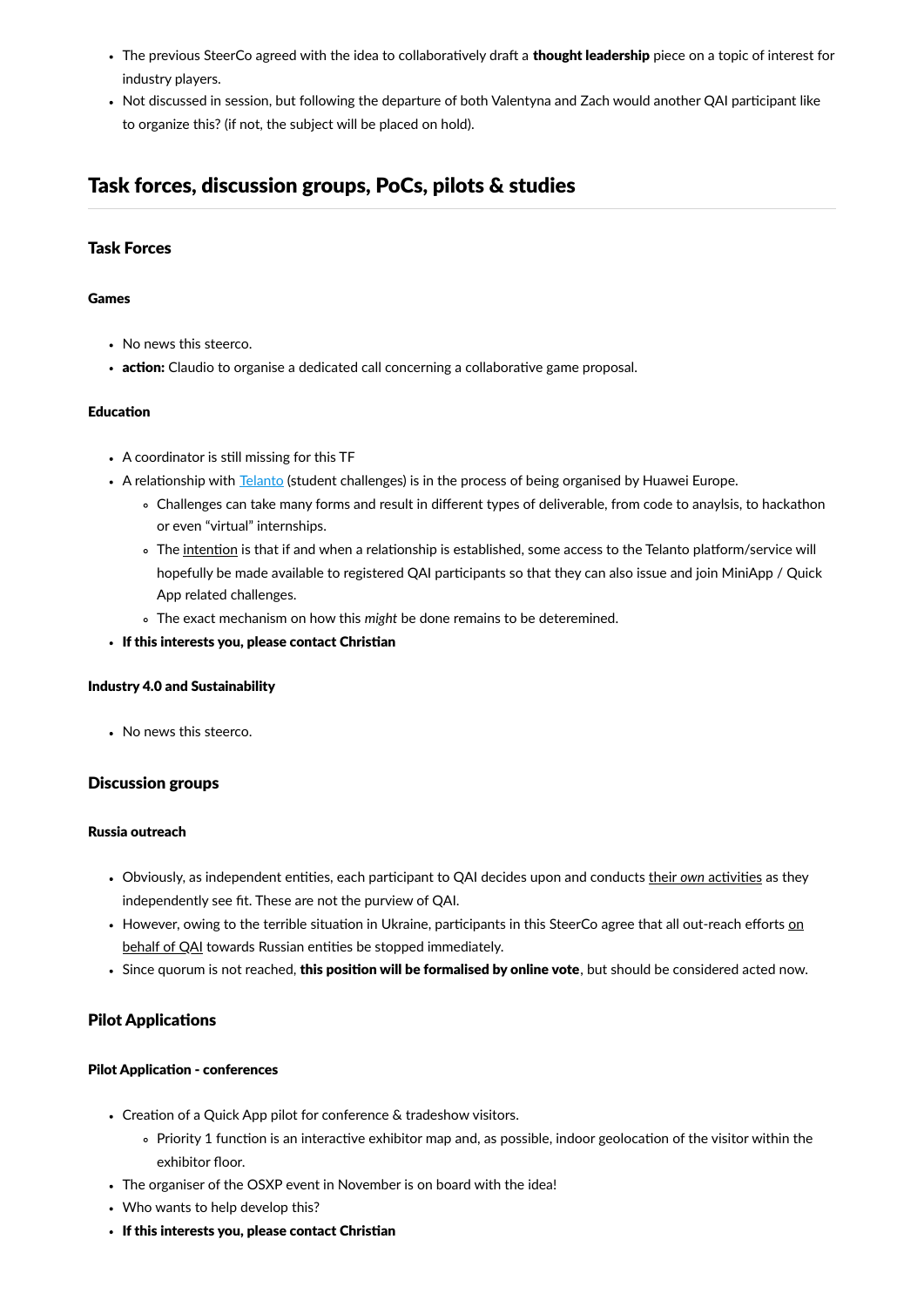- The previous SteerCo agreed with the idea to collaboratively draft a **thought leadership** piece on a topic of interest for industry players.
- Not discussed in session, but following the departure of both Valentyna and Zach would another QAI participant like to organize this? (if not, the subject will be placed on hold).

## Task forces, discussion groups, PoCs, pilots & studies

### Task Forces

#### Games

- No news this steerco.
- **action:** Claudio to organise a dedicated call concerning a collaborative game proposal.

#### Education

- A coordinator is still missing for this TF
- A relationship with [Telanto](Telanto) (student challenges) is in the process of being organised by Huawei Europe.
  - Challenges can take many forms and result in different types of deliverable, from code to anaylsis, to hackathon or even "virtual" internships.
  - The intention is that if and when a relationship is established, some access to the Telanto platform/service will hopefully be made available to registered QAI participants so that they can also issue and join MiniApp / Quick App related challenges.
  - The exact mechanism on how this *might* be done remains to be deteremined.
- **If this interests you, please contact Christian**

#### Industry 4.0 and Sustainability

- No news this steerco.

### Discussion groups

#### Russia outreach

- Obviously, as independent entities, each participant to QAI decides upon and conducts their *own* activities as they independently see fit. These are not the purview of QAI.
- However, owing to the terrible situation in Ukraine, participants in this SteerCo agree that all out-reach efforts on behalf of QAI towards Russian entities be stopped immediately.
- Since quorum is not reached, **this position will be formalised by online vote**, but should be considered acted now.

### Pilot Applications

#### Pilot Application - conferences

- Creation of a Quick App pilot for conference & tradeshow visitors.
  - Priority 1 function is an interactive exhibitor map and, as possible, indoor geolocation of the visitor within the exhibitor floor.
- The organiser of the OSXP event in November is on board with the idea!
- Who wants to help develop this?
- **If this interests you, please contact Christian**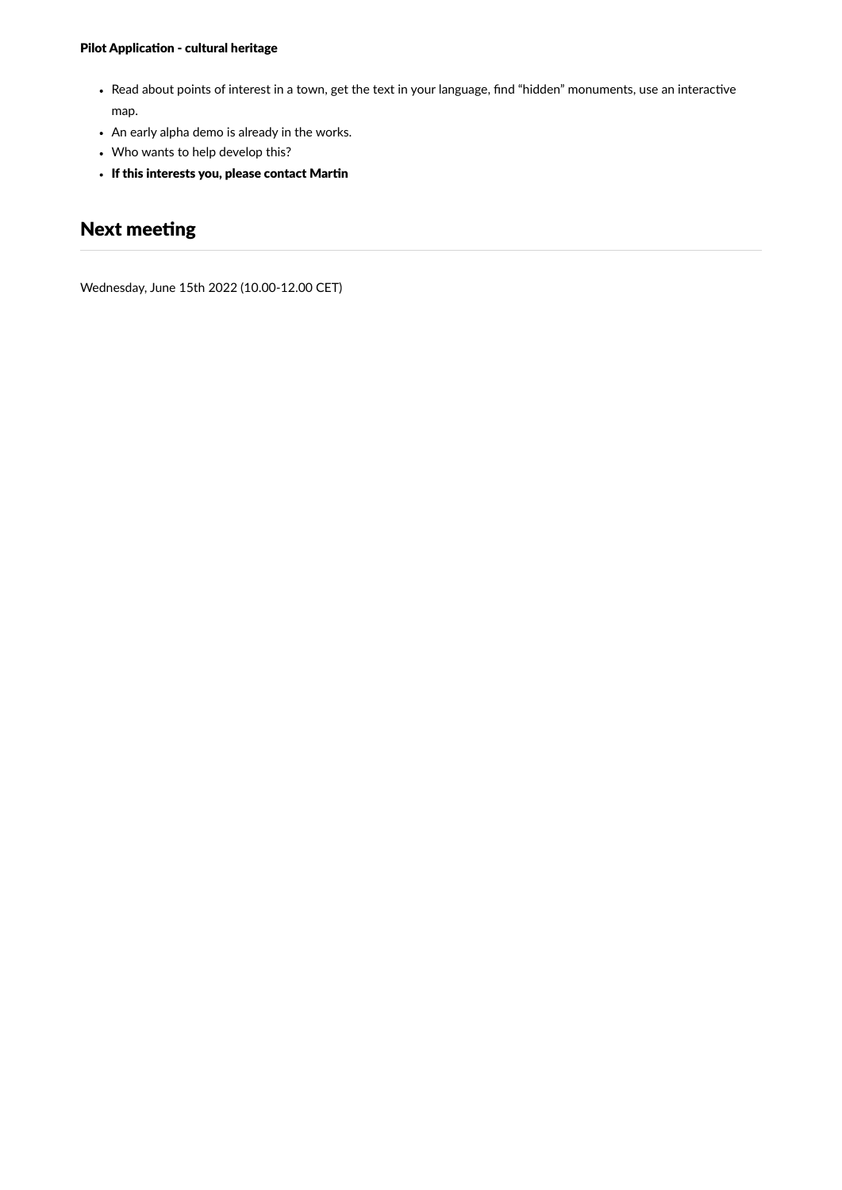**Pilot Application - cultural heritage**

- Read about points of interest in a town, get the text in your language, find “hidden” monuments, use an interactive map.
- An early alpha demo is already in the works.
- Who wants to help develop this?
- **If this interests you, please contact Martin**

## Next meeting

Wednesday, June 15th 2022 (10.00-12.00 CET)